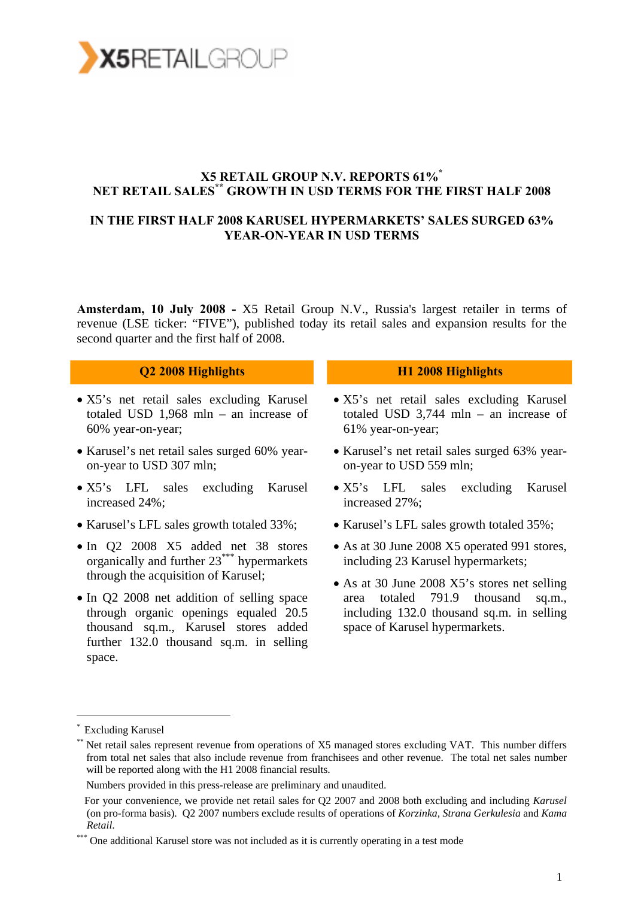X5RETAILGROUP

# X5 RETAIL GROUP N.V. REPORTS 61%[*] NET RETAIL SALES[**] GROWTH IN USD TERMS FOR THE FIRST HALF 2008

## IN THE FIRST HALF 2008 KARUSEL HYPERMARKETS' SALES SURGED 63% YEAR-ON-YEAR IN USD TERMS

**Amsterdam, 10 July 2008 -** X5 Retail Group N.V., Russia's largest retailer in terms of revenue (LSE ticker: "FIVE"), published today its retail sales and expansion results for the second quarter and the first half of 2008.

### Q2 2008 Highlights

- X5's net retail sales excluding Karusel totaled USD 1,968 mln – an increase of 60% year-on-year;
- Karusel's net retail sales surged 60% year-on-year to USD 307 mln;
- X5's LFL sales excluding Karusel increased 24%;
- Karusel's LFL sales growth totaled 33%;
- In Q2 2008 X5 added net 38 stores organically and further 23[***] hypermarkets through the acquisition of Karusel;
- In Q2 2008 net addition of selling space through organic openings equaled 20.5 thousand sq.m., Karusel stores added further 132.0 thousand sq.m. in selling space.

### H1 2008 Highlights

- X5's net retail sales excluding Karusel totaled USD 3,744 mln – an increase of 61% year-on-year;
- Karusel's net retail sales surged 63% year-on-year to USD 559 mln;
- X5's LFL sales excluding Karusel increased 27%;
- Karusel's LFL sales growth totaled 35%;
- As at 30 June 2008 X5 operated 991 stores, including 23 Karusel hypermarkets;
- As at 30 June 2008 X5's stores net selling area totaled 791.9 thousand sq.m., including 132.0 thousand sq.m. in selling space of Karusel hypermarkets.

---

[*] Excluding Karusel

[**] Net retail sales represent revenue from operations of X5 managed stores excluding VAT. This number differs from total net sales that also include revenue from franchisees and other revenue. The total net sales number will be reported along with the H1 2008 financial results.

Numbers provided in this press-release are preliminary and unaudited.

For your convenience, we provide net retail sales for Q2 2007 and 2008 both excluding and including *Karusel* (on pro-forma basis). Q2 2007 numbers exclude results of operations of *Korzinka, Strana Gerkulesia* and *Kama Retail.*

[***] One additional Karusel store was not included as it is currently operating in a test mode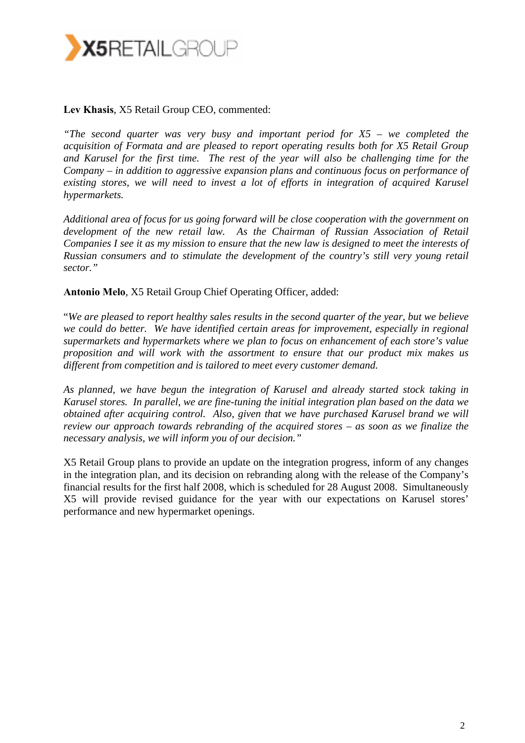**Lev Khasis**, X5 Retail Group CEO, commented:

*"The second quarter was very busy and important period for X5 – we completed the acquisition of Formata and are pleased to report operating results both for X5 Retail Group and Karusel for the first time. The rest of the year will also be challenging time for the Company – in addition to aggressive expansion plans and continuous focus on performance of existing stores, we will need to invest a lot of efforts in integration of acquired Karusel hypermarkets.*

*Additional area of focus for us going forward will be close cooperation with the government on development of the new retail law. As the Chairman of Russian Association of Retail Companies I see it as my mission to ensure that the new law is designed to meet the interests of Russian consumers and to stimulate the development of the country's still very young retail sector."*

**Antonio Melo**, X5 Retail Group Chief Operating Officer, added:

"*We are pleased to report healthy sales results in the second quarter of the year, but we believe we could do better. We have identified certain areas for improvement, especially in regional supermarkets and hypermarkets where we plan to focus on enhancement of each store's value proposition and will work with the assortment to ensure that our product mix makes us different from competition and is tailored to meet every customer demand.*

*As planned, we have begun the integration of Karusel and already started stock taking in Karusel stores. In parallel, we are fine-tuning the initial integration plan based on the data we obtained after acquiring control. Also, given that we have purchased Karusel brand we will review our approach towards rebranding of the acquired stores – as soon as we finalize the necessary analysis, we will inform you of our decision."*

X5 Retail Group plans to provide an update on the integration progress, inform of any changes in the integration plan, and its decision on rebranding along with the release of the Company's financial results for the first half 2008, which is scheduled for 28 August 2008. Simultaneously X5 will provide revised guidance for the year with our expectations on Karusel stores' performance and new hypermarket openings.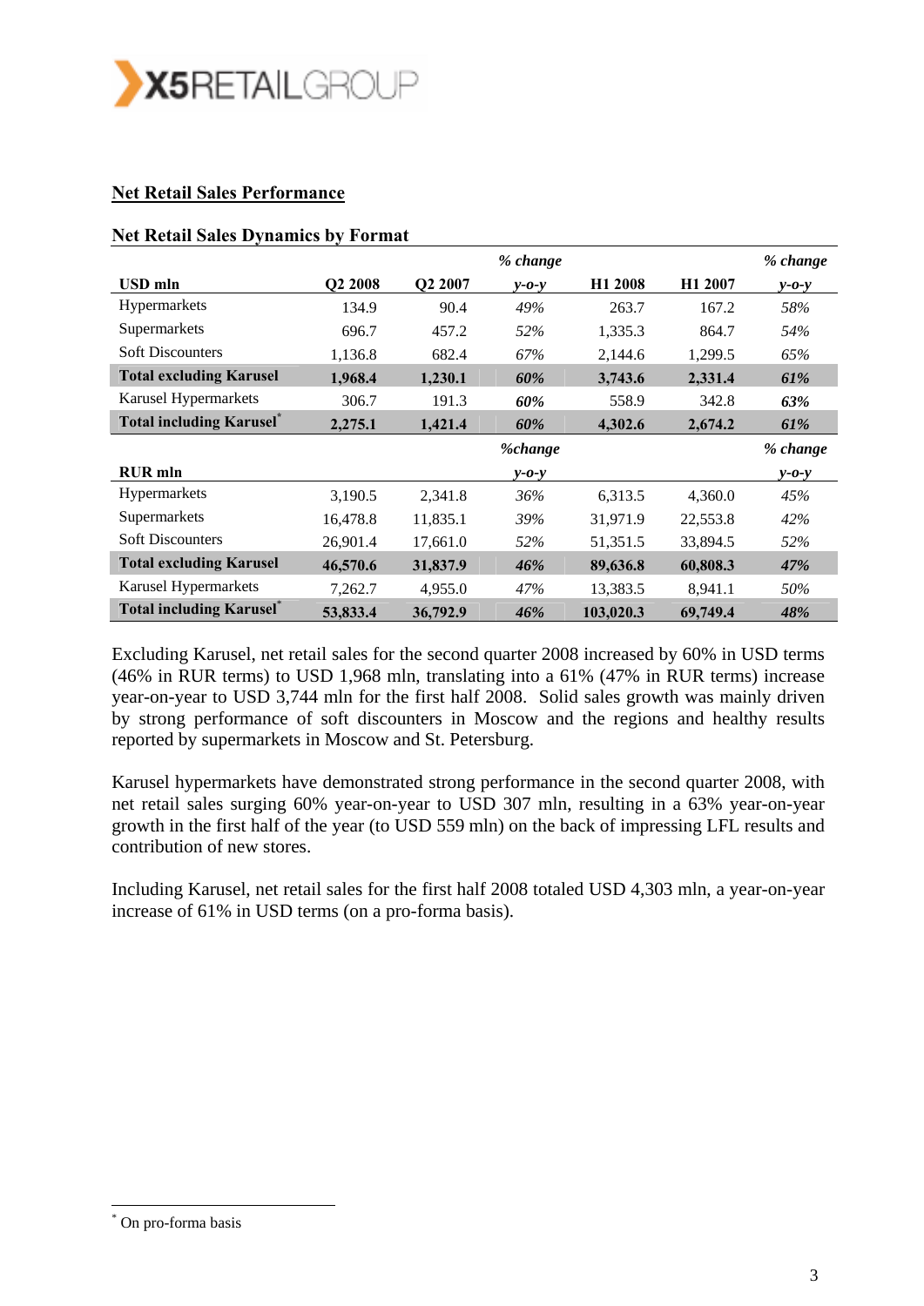## Net Retail Sales Performance

### Net Retail Sales Dynamics by Format

| USD mln | Q2 2008 | Q2 2007 | *% change y-o-y* | H1 2008 | H1 2007 | *% change y-o-y* |
|---|---|---|---|---|---|---|
| Hypermarkets | 134.9 | 90.4 | *49%* | 263.7 | 167.2 | *58%* |
| Supermarkets | 696.7 | 457.2 | *52%* | 1,335.3 | 864.7 | *54%* |
| Soft Discounters | 1,136.8 | 682.4 | *67%* | 2,144.6 | 1,299.5 | *65%* |
| **Total excluding Karusel** | **1,968.4** | **1,230.1** | ***60%*** | **3,743.6** | **2,331.4** | ***61%*** |
| Karusel Hypermarkets | 306.7 | 191.3 | ***60%*** | 558.9 | 342.8 | ***63%*** |
| **Total including Karusel*** | **2,275.1** | **1,421.4** | ***60%*** | **4,302.6** | **2,674.2** | ***61%*** |
| **RUR mln** | | | *%change y-o-y* | | | *% change y-o-y* |
| Hypermarkets | 3,190.5 | 2,341.8 | *36%* | 6,313.5 | 4,360.0 | *45%* |
| Supermarkets | 16,478.8 | 11,835.1 | *39%* | 31,971.9 | 22,553.8 | *42%* |
| Soft Discounters | 26,901.4 | 17,661.0 | *52%* | 51,351.5 | 33,894.5 | *52%* |
| **Total excluding Karusel** | **46,570.6** | **31,837.9** | ***46%*** | **89,636.8** | **60,808.3** | ***47%*** |
| Karusel Hypermarkets | 7,262.7 | 4,955.0 | *47%* | 13,383.5 | 8,941.1 | *50%* |
| **Total including Karusel*** | **53,833.4** | **36,792.9** | ***46%*** | **103,020.3** | **69,749.4** | ***48%*** |

Excluding Karusel, net retail sales for the second quarter 2008 increased by 60% in USD terms (46% in RUR terms) to USD 1,968 mln, translating into a 61% (47% in RUR terms) increase year-on-year to USD 3,744 mln for the first half 2008. Solid sales growth was mainly driven by strong performance of soft discounters in Moscow and the regions and healthy results reported by supermarkets in Moscow and St. Petersburg.

Karusel hypermarkets have demonstrated strong performance in the second quarter 2008, with net retail sales surging 60% year-on-year to USD 307 mln, resulting in a 63% year-on-year growth in the first half of the year (to USD 559 mln) on the back of impressing LFL results and contribution of new stores.

Including Karusel, net retail sales for the first half 2008 totaled USD 4,303 mln, a year-on-year increase of 61% in USD terms (on a pro-forma basis).

---

* On pro-forma basis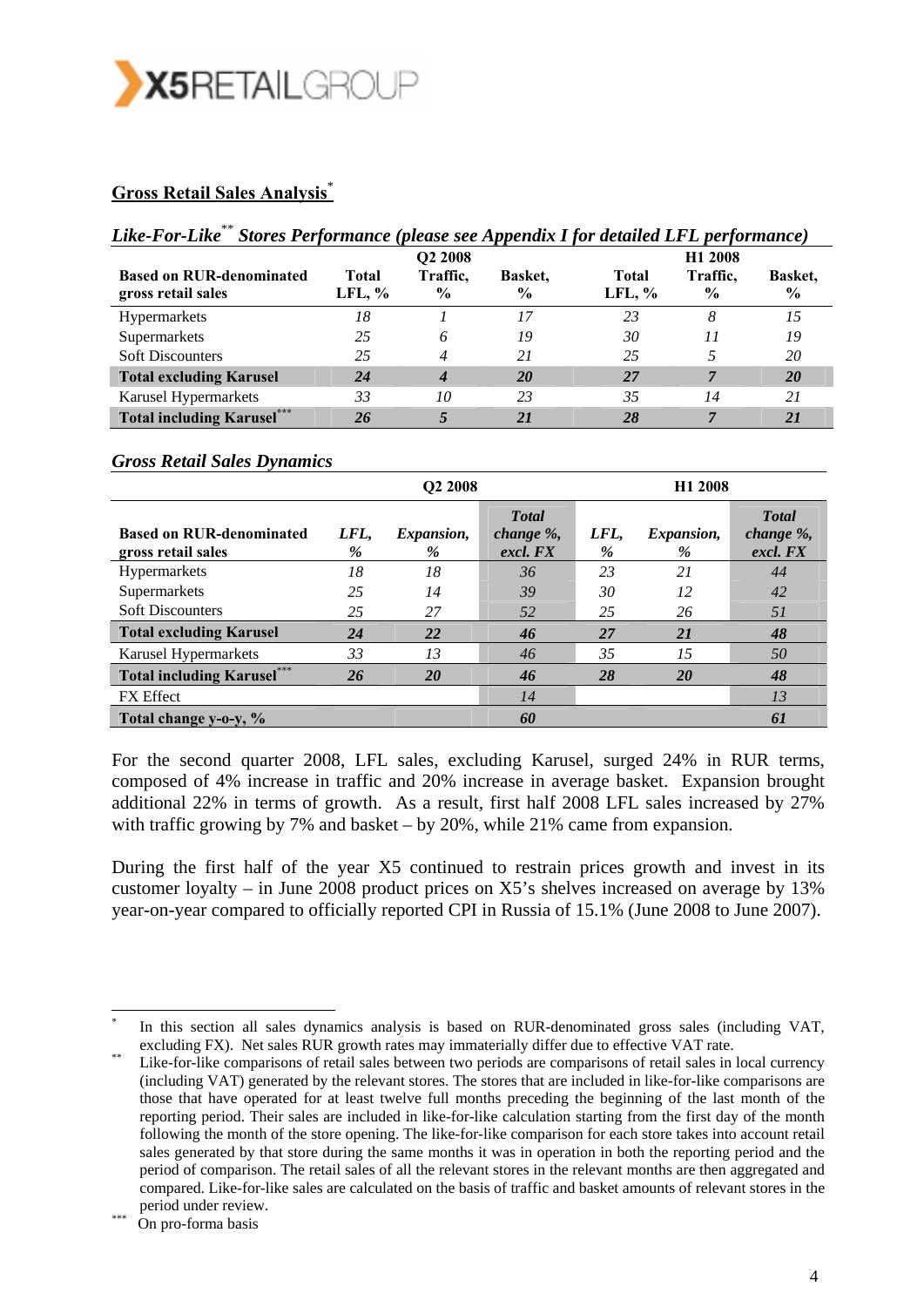## Gross Retail Sales Analysis[*]

### *Like-For-Like[**] Stores Performance (please see Appendix I for detailed LFL performance)*

| Based on RUR-denominated gross retail sales | Q2 2008 Total LFL, % | Q2 2008 Traffic, % | Q2 2008 Basket, % | H1 2008 Total LFL, % | H1 2008 Traffic, % | H1 2008 Basket, % |
|---|---|---|---|---|---|---|
| Hypermarkets | *18* | *1* | *17* | *23* | *8* | *15* |
| Supermarkets | *25* | *6* | *19* | *30* | *11* | *19* |
| Soft Discounters | *25* | *4* | *21* | *25* | *5* | *20* |
| **Total excluding Karusel** | ***24*** | ***4*** | ***20*** | ***27*** | ***7*** | ***20*** |
| Karusel Hypermarkets | *33* | *10* | *23* | *35* | *14* | *21* |
| **Total including Karusel[***]** | ***26*** | ***5*** | ***21*** | ***28*** | ***7*** | ***21*** |

### *Gross Retail Sales Dynamics*

| Based on RUR-denominated gross retail sales | Q2 2008 LFL, % | Q2 2008 Expansion, % | Q2 2008 Total change %, excl. FX | H1 2008 LFL, % | H1 2008 Expansion, % | H1 2008 Total change %, excl. FX |
|---|---|---|---|---|---|---|
| Hypermarkets | *18* | *18* | *36* | *23* | *21* | *44* |
| Supermarkets | *25* | *14* | *39* | *30* | *12* | *42* |
| Soft Discounters | *25* | *27* | *52* | *25* | *26* | *51* |
| **Total excluding Karusel** | ***24*** | ***22*** | ***46*** | ***27*** | ***21*** | ***48*** |
| Karusel Hypermarkets | *33* | *13* | *46* | *35* | *15* | *50* |
| **Total including Karusel[***]** | ***26*** | ***20*** | ***46*** | ***28*** | ***20*** | ***48*** |
| FX Effect | | | *14* | | | *13* |
| **Total change y-o-y, %** | | | ***60*** | | | ***61*** |

For the second quarter 2008, LFL sales, excluding Karusel, surged 24% in RUR terms, composed of 4% increase in traffic and 20% increase in average basket. Expansion brought additional 22% in terms of growth. As a result, first half 2008 LFL sales increased by 27% with traffic growing by 7% and basket – by 20%, while 21% came from expansion.

During the first half of the year X5 continued to restrain prices growth and invest in its customer loyalty – in June 2008 product prices on X5's shelves increased on average by 13% year-on-year compared to officially reported CPI in Russia of 15.1% (June 2008 to June 2007).

---

[*] In this section all sales dynamics analysis is based on RUR-denominated gross sales (including VAT, excluding FX). Net sales RUR growth rates may immaterially differ due to effective VAT rate.

[**] Like-for-like comparisons of retail sales between two periods are comparisons of retail sales in local currency (including VAT) generated by the relevant stores. The stores that are included in like-for-like comparisons are those that have operated for at least twelve full months preceding the beginning of the last month of the reporting period. Their sales are included in like-for-like calculation starting from the first day of the month following the month of the store opening. The like-for-like comparison for each store takes into account retail sales generated by that store during the same months it was in operation in both the reporting period and the period of comparison. The retail sales of all the relevant stores in the relevant months are then aggregated and compared. Like-for-like sales are calculated on the basis of traffic and basket amounts of relevant stores in the period under review.

[***] On pro-forma basis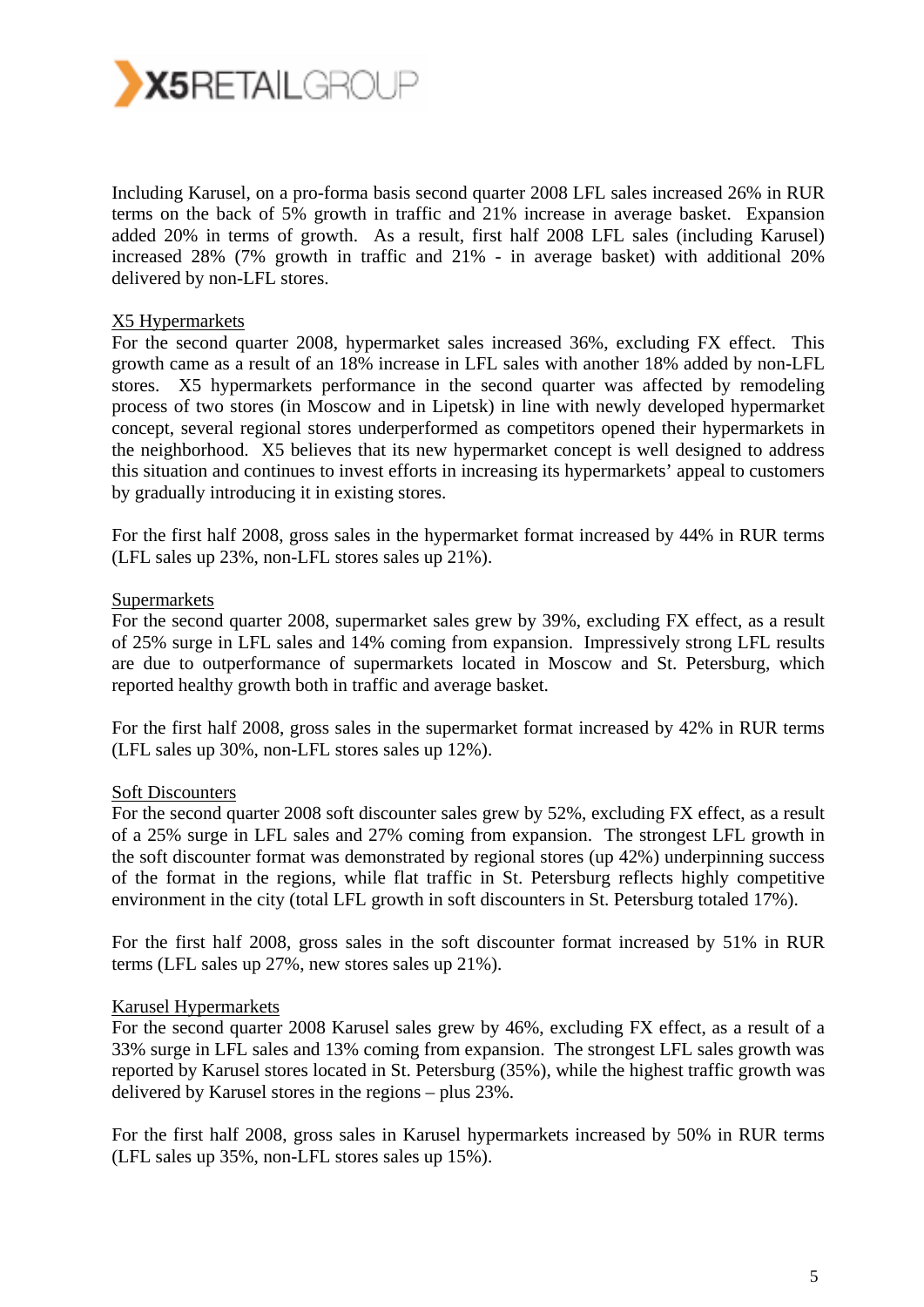Including Karusel, on a pro-forma basis second quarter 2008 LFL sales increased 26% in RUR terms on the back of 5% growth in traffic and 21% increase in average basket. Expansion added 20% in terms of growth. As a result, first half 2008 LFL sales (including Karusel) increased 28% (7% growth in traffic and 21% - in average basket) with additional 20% delivered by non-LFL stores.

<u>X5 Hypermarkets</u>

For the second quarter 2008, hypermarket sales increased 36%, excluding FX effect. This growth came as a result of an 18% increase in LFL sales with another 18% added by non-LFL stores. X5 hypermarkets performance in the second quarter was affected by remodeling process of two stores (in Moscow and in Lipetsk) in line with newly developed hypermarket concept, several regional stores underperformed as competitors opened their hypermarkets in the neighborhood. X5 believes that its new hypermarket concept is well designed to address this situation and continues to invest efforts in increasing its hypermarkets' appeal to customers by gradually introducing it in existing stores.

For the first half 2008, gross sales in the hypermarket format increased by 44% in RUR terms (LFL sales up 23%, non-LFL stores sales up 21%).

<u>Supermarkets</u>

For the second quarter 2008, supermarket sales grew by 39%, excluding FX effect, as a result of 25% surge in LFL sales and 14% coming from expansion. Impressively strong LFL results are due to outperformance of supermarkets located in Moscow and St. Petersburg, which reported healthy growth both in traffic and average basket.

For the first half 2008, gross sales in the supermarket format increased by 42% in RUR terms (LFL sales up 30%, non-LFL stores sales up 12%).

<u>Soft Discounters</u>

For the second quarter 2008 soft discounter sales grew by 52%, excluding FX effect, as a result of a 25% surge in LFL sales and 27% coming from expansion. The strongest LFL growth in the soft discounter format was demonstrated by regional stores (up 42%) underpinning success of the format in the regions, while flat traffic in St. Petersburg reflects highly competitive environment in the city (total LFL growth in soft discounters in St. Petersburg totaled 17%).

For the first half 2008, gross sales in the soft discounter format increased by 51% in RUR terms (LFL sales up 27%, new stores sales up 21%).

<u>Karusel Hypermarkets</u>

For the second quarter 2008 Karusel sales grew by 46%, excluding FX effect, as a result of a 33% surge in LFL sales and 13% coming from expansion. The strongest LFL sales growth was reported by Karusel stores located in St. Petersburg (35%), while the highest traffic growth was delivered by Karusel stores in the regions – plus 23%.

For the first half 2008, gross sales in Karusel hypermarkets increased by 50% in RUR terms (LFL sales up 35%, non-LFL stores sales up 15%).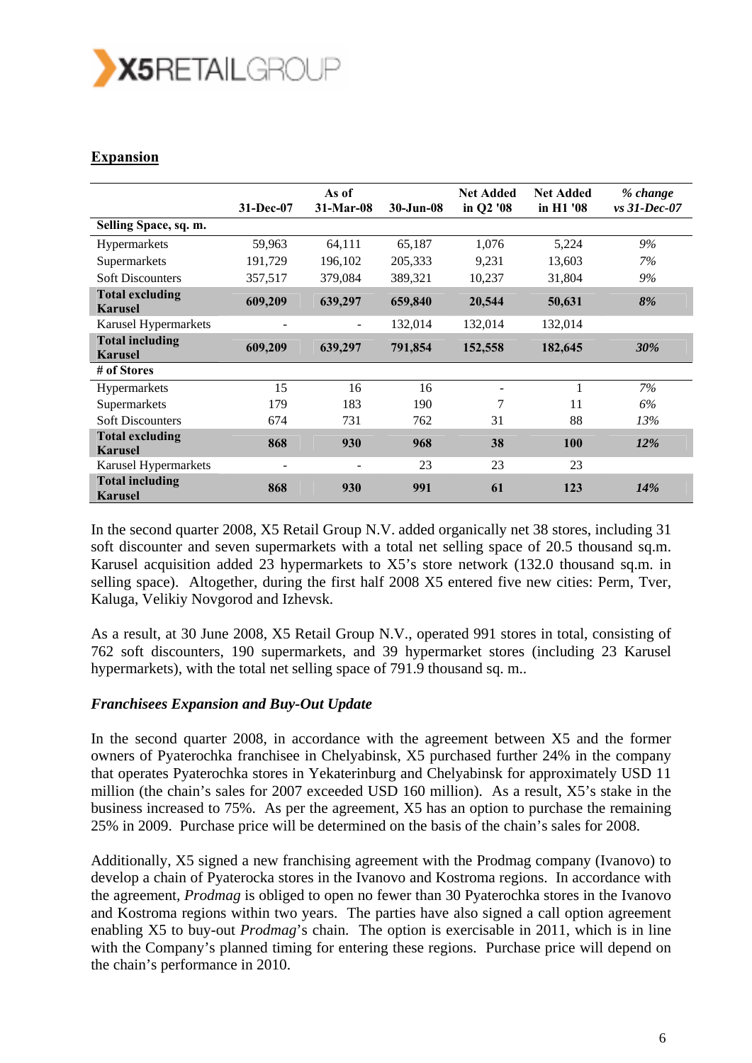## Expansion

| | 31-Dec-07 | As of 31-Mar-08 | 30-Jun-08 | Net Added in Q2 '08 | Net Added in H1 '08 | *% change vs 31-Dec-07* |
|---|---|---|---|---|---|---|
| **Selling Space, sq. m.** | | | | | | |
| Hypermarkets | 59,963 | 64,111 | 65,187 | 1,076 | 5,224 | *9%* |
| Supermarkets | 191,729 | 196,102 | 205,333 | 9,231 | 13,603 | *7%* |
| Soft Discounters | 357,517 | 379,084 | 389,321 | 10,237 | 31,804 | *9%* |
| **Total excluding Karusel** | **609,209** | **639,297** | **659,840** | **20,544** | **50,631** | ***8%*** |
| Karusel Hypermarkets | - | - | 132,014 | 132,014 | 132,014 | |
| **Total including Karusel** | **609,209** | **639,297** | **791,854** | **152,558** | **182,645** | ***30%*** |
| **# of Stores** | | | | | | |
| Hypermarkets | 15 | 16 | 16 | - | 1 | *7%* |
| Supermarkets | 179 | 183 | 190 | 7 | 11 | *6%* |
| Soft Discounters | 674 | 731 | 762 | 31 | 88 | *13%* |
| **Total excluding Karusel** | **868** | **930** | **968** | **38** | **100** | ***12%*** |
| Karusel Hypermarkets | - | - | 23 | 23 | 23 | |
| **Total including Karusel** | **868** | **930** | **991** | **61** | **123** | ***14%*** |

In the second quarter 2008, X5 Retail Group N.V. added organically net 38 stores, including 31 soft discounter and seven supermarkets with a total net selling space of 20.5 thousand sq.m. Karusel acquisition added 23 hypermarkets to X5's store network (132.0 thousand sq.m. in selling space). Altogether, during the first half 2008 X5 entered five new cities: Perm, Tver, Kaluga, Velikiy Novgorod and Izhevsk.

As a result, at 30 June 2008, X5 Retail Group N.V., operated 991 stores in total, consisting of 762 soft discounters, 190 supermarkets, and 39 hypermarket stores (including 23 Karusel hypermarkets), with the total net selling space of 791.9 thousand sq. m..

### *Franchisees Expansion and Buy-Out Update*

In the second quarter 2008, in accordance with the agreement between X5 and the former owners of Pyaterochka franchisee in Chelyabinsk, X5 purchased further 24% in the company that operates Pyaterochka stores in Yekaterinburg and Chelyabinsk for approximately USD 11 million (the chain's sales for 2007 exceeded USD 160 million). As a result, X5's stake in the business increased to 75%. As per the agreement, X5 has an option to purchase the remaining 25% in 2009. Purchase price will be determined on the basis of the chain's sales for 2008.

Additionally, X5 signed a new franchising agreement with the Prodmag company (Ivanovo) to develop a chain of Pyaterocka stores in the Ivanovo and Kostroma regions. In accordance with the agreement, *Prodmag* is obliged to open no fewer than 30 Pyaterochka stores in the Ivanovo and Kostroma regions within two years. The parties have also signed a call option agreement enabling X5 to buy-out *Prodmag*'s chain. The option is exercisable in 2011, which is in line with the Company's planned timing for entering these regions. Purchase price will depend on the chain's performance in 2010.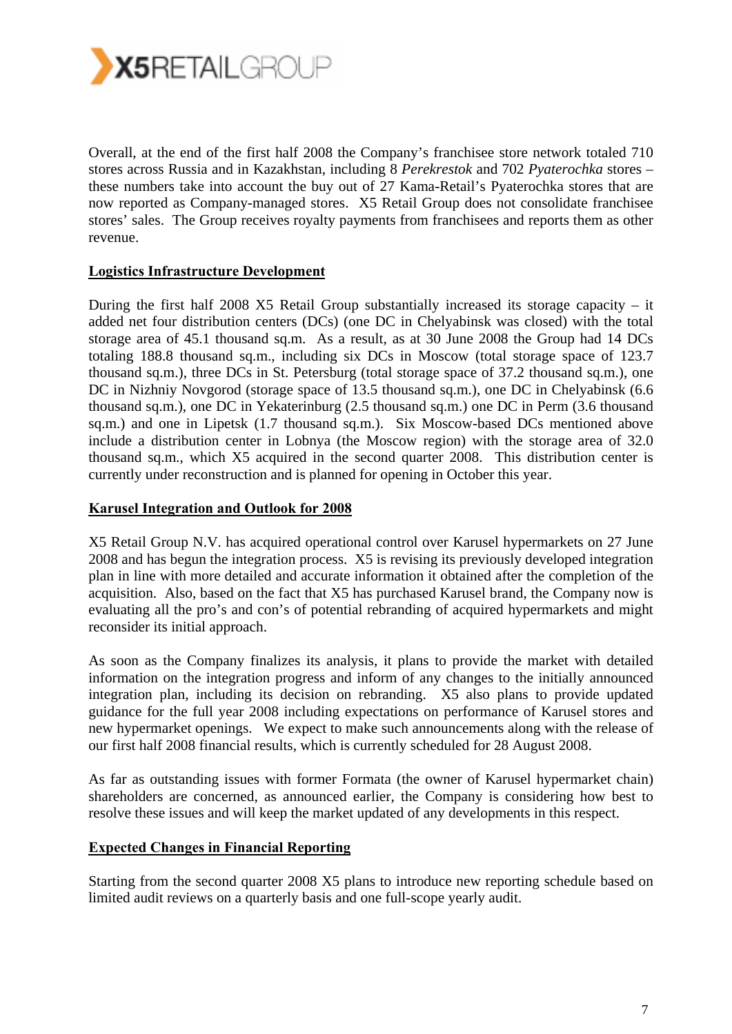Overall, at the end of the first half 2008 the Company's franchisee store network totaled 710 stores across Russia and in Kazakhstan, including 8 *Perekrestok* and 702 *Pyaterochka* stores – these numbers take into account the buy out of 27 Kama-Retail's Pyaterochka stores that are now reported as Company-managed stores. X5 Retail Group does not consolidate franchisee stores' sales. The Group receives royalty payments from franchisees and reports them as other revenue.

**Logistics Infrastructure Development**

During the first half 2008 X5 Retail Group substantially increased its storage capacity – it added net four distribution centers (DCs) (one DC in Chelyabinsk was closed) with the total storage area of 45.1 thousand sq.m. As a result, as at 30 June 2008 the Group had 14 DCs totaling 188.8 thousand sq.m., including six DCs in Moscow (total storage space of 123.7 thousand sq.m.), three DCs in St. Petersburg (total storage space of 37.2 thousand sq.m.), one DC in Nizhniy Novgorod (storage space of 13.5 thousand sq.m.), one DC in Chelyabinsk (6.6 thousand sq.m.), one DC in Yekaterinburg (2.5 thousand sq.m.) one DC in Perm (3.6 thousand sq.m.) and one in Lipetsk (1.7 thousand sq.m.). Six Moscow-based DCs mentioned above include a distribution center in Lobnya (the Moscow region) with the storage area of 32.0 thousand sq.m., which X5 acquired in the second quarter 2008. This distribution center is currently under reconstruction and is planned for opening in October this year.

**Karusel Integration and Outlook for 2008**

X5 Retail Group N.V. has acquired operational control over Karusel hypermarkets on 27 June 2008 and has begun the integration process. X5 is revising its previously developed integration plan in line with more detailed and accurate information it obtained after the completion of the acquisition. Also, based on the fact that X5 has purchased Karusel brand, the Company now is evaluating all the pro's and con's of potential rebranding of acquired hypermarkets and might reconsider its initial approach.

As soon as the Company finalizes its analysis, it plans to provide the market with detailed information on the integration progress and inform of any changes to the initially announced integration plan, including its decision on rebranding. X5 also plans to provide updated guidance for the full year 2008 including expectations on performance of Karusel stores and new hypermarket openings. We expect to make such announcements along with the release of our first half 2008 financial results, which is currently scheduled for 28 August 2008.

As far as outstanding issues with former Formata (the owner of Karusel hypermarket chain) shareholders are concerned, as announced earlier, the Company is considering how best to resolve these issues and will keep the market updated of any developments in this respect.

**Expected Changes in Financial Reporting**

Starting from the second quarter 2008 X5 plans to introduce new reporting schedule based on limited audit reviews on a quarterly basis and one full-scope yearly audit.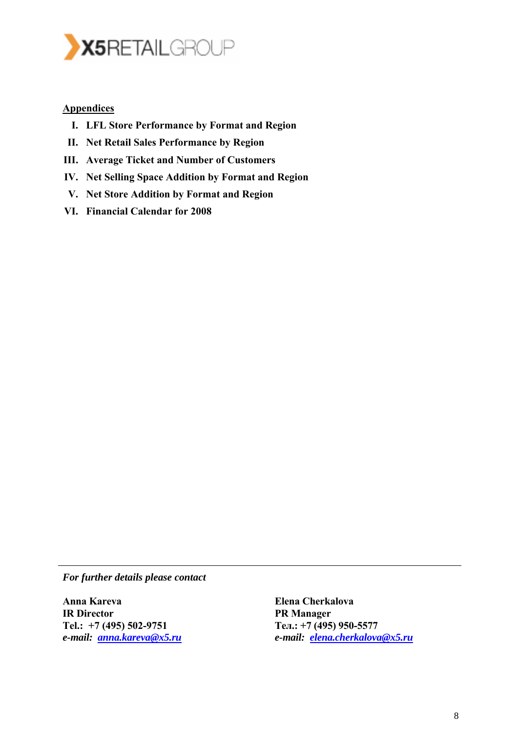X5RETAILGROUP

## Appendices

I. **LFL Store Performance by Format and Region**
II. **Net Retail Sales Performance by Region**
III. **Average Ticket and Number of Customers**
IV. **Net Selling Space Addition by Format and Region**
V. **Net Store Addition by Format and Region**
VI. **Financial Calendar for 2008**

---

***For further details please contact***

**Anna Kareva**
**IR Director**
**Tel.: +7 (495) 502-9751**
***e-mail: anna.kareva@x5.ru***

**Elena Cherkalova**
**PR Manager**
**Тел.: +7 (495) 950-5577**
***e-mail: elena.cherkalova@x5.ru***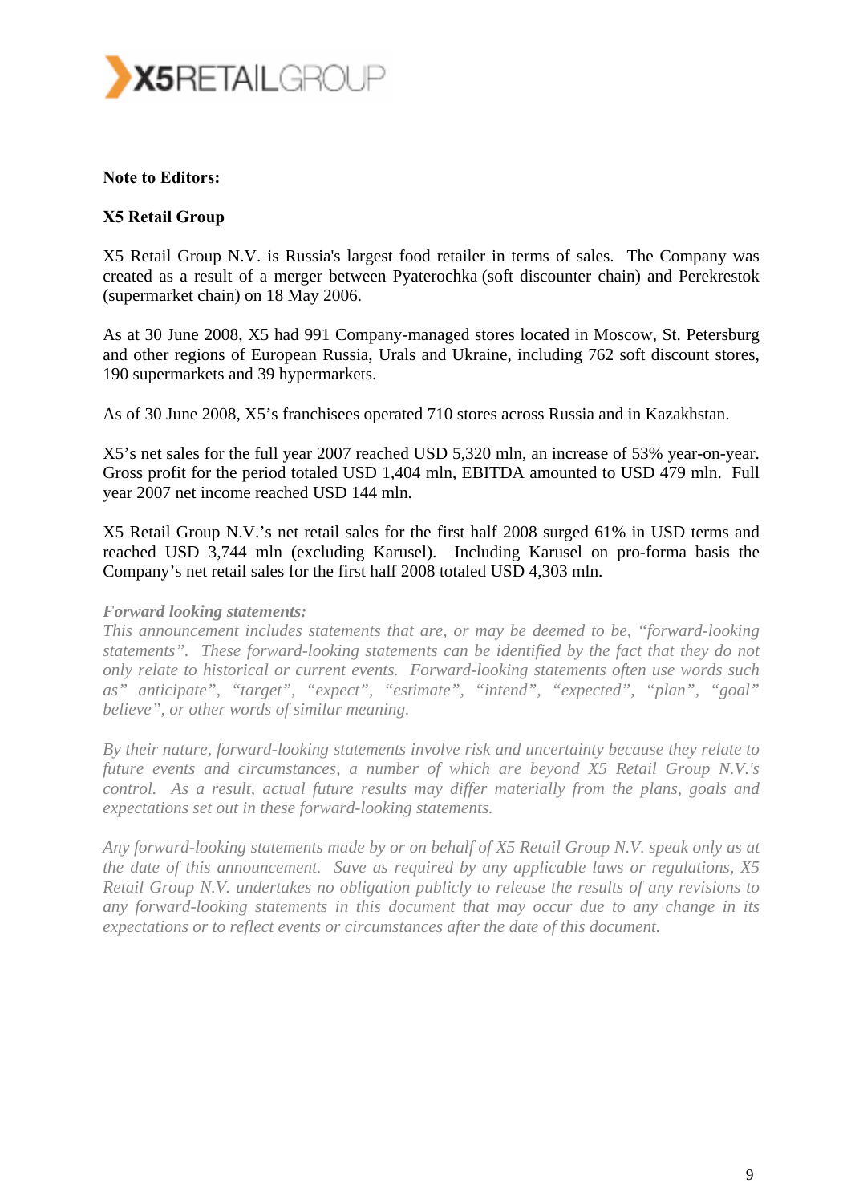**Note to Editors:**

**X5 Retail Group**

X5 Retail Group N.V. is Russia's largest food retailer in terms of sales. The Company was created as a result of a merger between Pyaterochka (soft discounter chain) and Perekrestok (supermarket chain) on 18 May 2006.

As at 30 June 2008, X5 had 991 Company-managed stores located in Moscow, St. Petersburg and other regions of European Russia, Urals and Ukraine, including 762 soft discount stores, 190 supermarkets and 39 hypermarkets.

As of 30 June 2008, X5's franchisees operated 710 stores across Russia and in Kazakhstan.

X5's net sales for the full year 2007 reached USD 5,320 mln, an increase of 53% year-on-year. Gross profit for the period totaled USD 1,404 mln, EBITDA amounted to USD 479 mln. Full year 2007 net income reached USD 144 mln.

X5 Retail Group N.V.'s net retail sales for the first half 2008 surged 61% in USD terms and reached USD 3,744 mln (excluding Karusel). Including Karusel on pro-forma basis the Company's net retail sales for the first half 2008 totaled USD 4,303 mln.

***Forward looking statements:***

*This announcement includes statements that are, or may be deemed to be, "forward-looking statements". These forward-looking statements can be identified by the fact that they do not only relate to historical or current events. Forward-looking statements often use words such as" anticipate", "target", "expect", "estimate", "intend", "expected", "plan", "goal" believe", or other words of similar meaning.*

*By their nature, forward-looking statements involve risk and uncertainty because they relate to future events and circumstances, a number of which are beyond X5 Retail Group N.V.'s control. As a result, actual future results may differ materially from the plans, goals and expectations set out in these forward-looking statements.*

*Any forward-looking statements made by or on behalf of X5 Retail Group N.V. speak only as at the date of this announcement. Save as required by any applicable laws or regulations, X5 Retail Group N.V. undertakes no obligation publicly to release the results of any revisions to any forward-looking statements in this document that may occur due to any change in its expectations or to reflect events or circumstances after the date of this document.*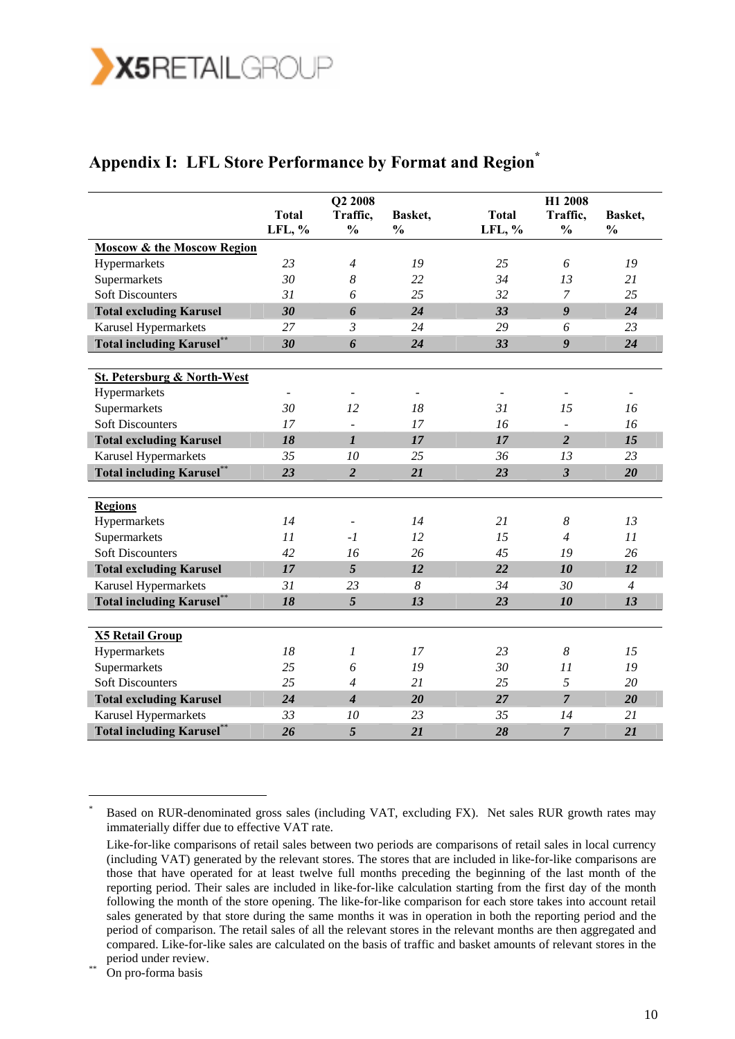## Appendix I: LFL Store Performance by Format and Region*

| | Q2 2008 | | | H1 2008 | | |
|---|---|---|---|---|---|---|
| | Total LFL, % | Traffic, % | Basket, % | Total LFL, % | Traffic, % | Basket, % |
| **Moscow & the Moscow Region** | | | | | | |
| Hypermarkets | 23 | 4 | 19 | 25 | 6 | 19 |
| Supermarkets | 30 | 8 | 22 | 34 | 13 | 21 |
| Soft Discounters | 31 | 6 | 25 | 32 | 7 | 25 |
| **Total excluding Karusel** | **30** | **6** | **24** | **33** | **9** | **24** |
| Karusel Hypermarkets | 27 | 3 | 24 | 29 | 6 | 23 |
| **Total including Karusel****** | **30** | **6** | **24** | **33** | **9** | **24** |
| **St. Petersburg & North-West** | | | | | | |
| Hypermarkets | - | - | - | - | - | - |
| Supermarkets | 30 | 12 | 18 | 31 | 15 | 16 |
| Soft Discounters | 17 | - | 17 | 16 | - | 16 |
| **Total excluding Karusel** | **18** | **1** | **17** | **17** | **2** | **15** |
| Karusel Hypermarkets | 35 | 10 | 25 | 36 | 13 | 23 |
| **Total including Karusel****** | **23** | **2** | **21** | **23** | **3** | **20** |
| **Regions** | | | | | | |
| Hypermarkets | 14 | - | 14 | 21 | 8 | 13 |
| Supermarkets | 11 | -1 | 12 | 15 | 4 | 11 |
| Soft Discounters | 42 | 16 | 26 | 45 | 19 | 26 |
| **Total excluding Karusel** | **17** | **5** | **12** | **22** | **10** | **12** |
| Karusel Hypermarkets | 31 | 23 | 8 | 34 | 30 | 4 |
| **Total including Karusel****** | **18** | **5** | **13** | **23** | **10** | **13** |
| **X5 Retail Group** | | | | | | |
| Hypermarkets | 18 | 1 | 17 | 23 | 8 | 15 |
| Supermarkets | 25 | 6 | 19 | 30 | 11 | 19 |
| Soft Discounters | 25 | 4 | 21 | 25 | 5 | 20 |
| **Total excluding Karusel** | **24** | **4** | **20** | **27** | **7** | **20** |
| Karusel Hypermarkets | 33 | 10 | 23 | 35 | 14 | 21 |
| **Total including Karusel****** | **26** | **5** | **21** | **28** | **7** | **21** |

\* Based on RUR-denominated gross sales (including VAT, excluding FX). Net sales RUR growth rates may immaterially differ due to effective VAT rate.

Like-for-like comparisons of retail sales between two periods are comparisons of retail sales in local currency (including VAT) generated by the relevant stores. The stores that are included in like-for-like comparisons are those that have operated for at least twelve full months preceding the beginning of the last month of the reporting period. Their sales are included in like-for-like calculation starting from the first day of the month following the month of the store opening. The like-for-like comparison for each store takes into account retail sales generated by that store during the same months it was in operation in both the reporting period and the period of comparison. The retail sales of all the relevant stores in the relevant months are then aggregated and compared. Like-for-like sales are calculated on the basis of traffic and basket amounts of relevant stores in the period under review.

\*\* On pro-forma basis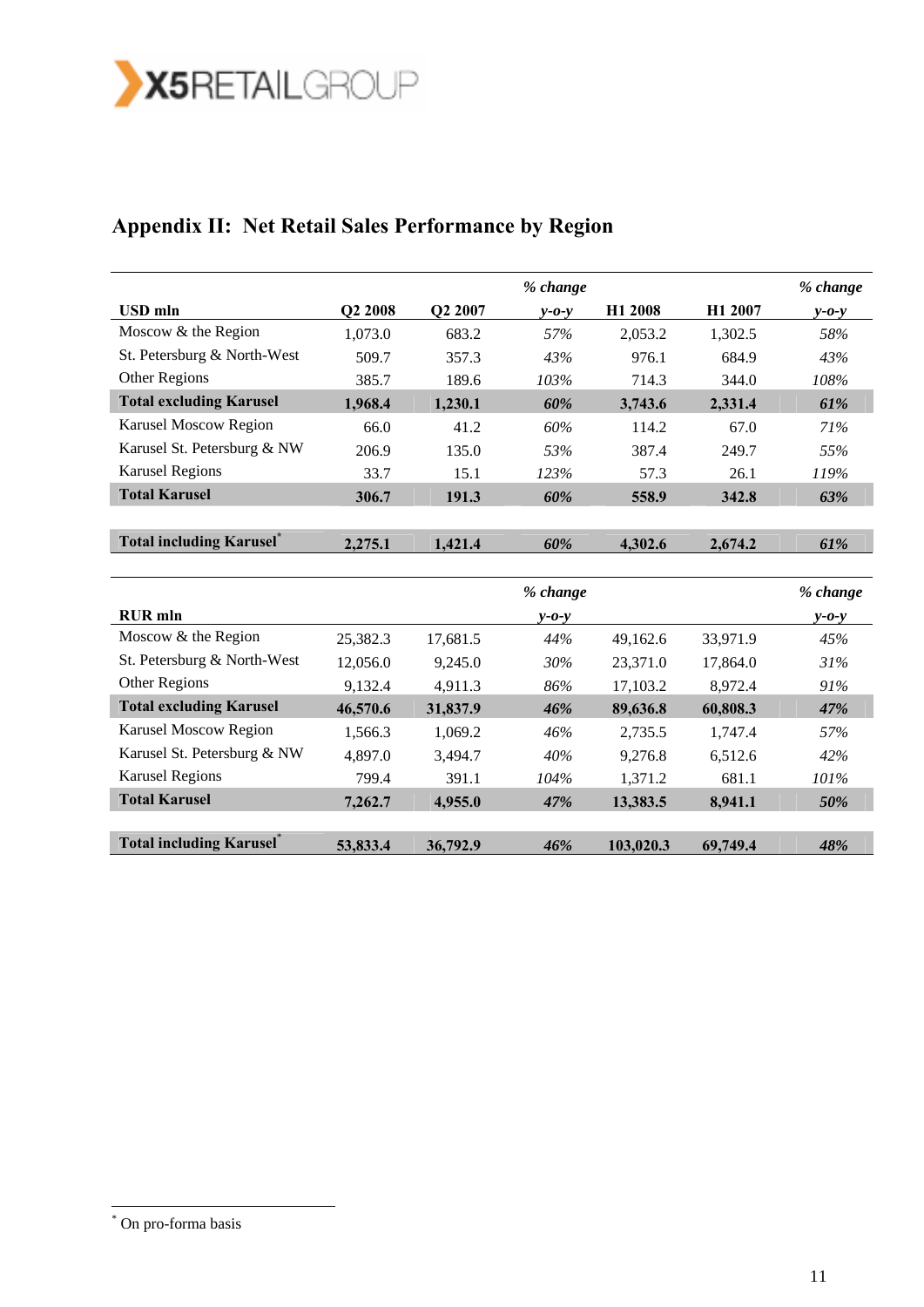## Appendix II: Net Retail Sales Performance by Region

| USD mln | Q2 2008 | Q2 2007 | % change y-o-y | H1 2008 | H1 2007 | % change y-o-y |
|---|---|---|---|---|---|---|
| Moscow & the Region | 1,073.0 | 683.2 | *57%* | 2,053.2 | 1,302.5 | *58%* |
| St. Petersburg & North-West | 509.7 | 357.3 | *43%* | 976.1 | 684.9 | *43%* |
| Other Regions | 385.7 | 189.6 | *103%* | 714.3 | 344.0 | *108%* |
| **Total excluding Karusel** | **1,968.4** | **1,230.1** | ***60%*** | **3,743.6** | **2,331.4** | ***61%*** |
| Karusel Moscow Region | 66.0 | 41.2 | *60%* | 114.2 | 67.0 | *71%* |
| Karusel St. Petersburg & NW | 206.9 | 135.0 | *53%* | 387.4 | 249.7 | *55%* |
| Karusel Regions | 33.7 | 15.1 | *123%* | 57.3 | 26.1 | *119%* |
| **Total Karusel** | **306.7** | **191.3** | ***60%*** | **558.9** | **342.8** | ***63%*** |
| **Total including Karusel*** | **2,275.1** | **1,421.4** | ***60%*** | **4,302.6** | **2,674.2** | ***61%*** |

| RUR mln | | | % change y-o-y | | | % change y-o-y |
|---|---|---|---|---|---|---|
| Moscow & the Region | 25,382.3 | 17,681.5 | *44%* | 49,162.6 | 33,971.9 | *45%* |
| St. Petersburg & North-West | 12,056.0 | 9,245.0 | *30%* | 23,371.0 | 17,864.0 | *31%* |
| Other Regions | 9,132.4 | 4,911.3 | *86%* | 17,103.2 | 8,972.4 | *91%* |
| **Total excluding Karusel** | **46,570.6** | **31,837.9** | ***46%*** | **89,636.8** | **60,808.3** | ***47%*** |
| Karusel Moscow Region | 1,566.3 | 1,069.2 | *46%* | 2,735.5 | 1,747.4 | *57%* |
| Karusel St. Petersburg & NW | 4,897.0 | 3,494.7 | *40%* | 9,276.8 | 6,512.6 | *42%* |
| Karusel Regions | 799.4 | 391.1 | *104%* | 1,371.2 | 681.1 | *101%* |
| **Total Karusel** | **7,262.7** | **4,955.0** | ***47%*** | **13,383.5** | **8,941.1** | ***50%*** |
| **Total including Karusel*** | **53,833.4** | **36,792.9** | ***46%*** | **103,020.3** | **69,749.4** | ***48%*** |

* On pro-forma basis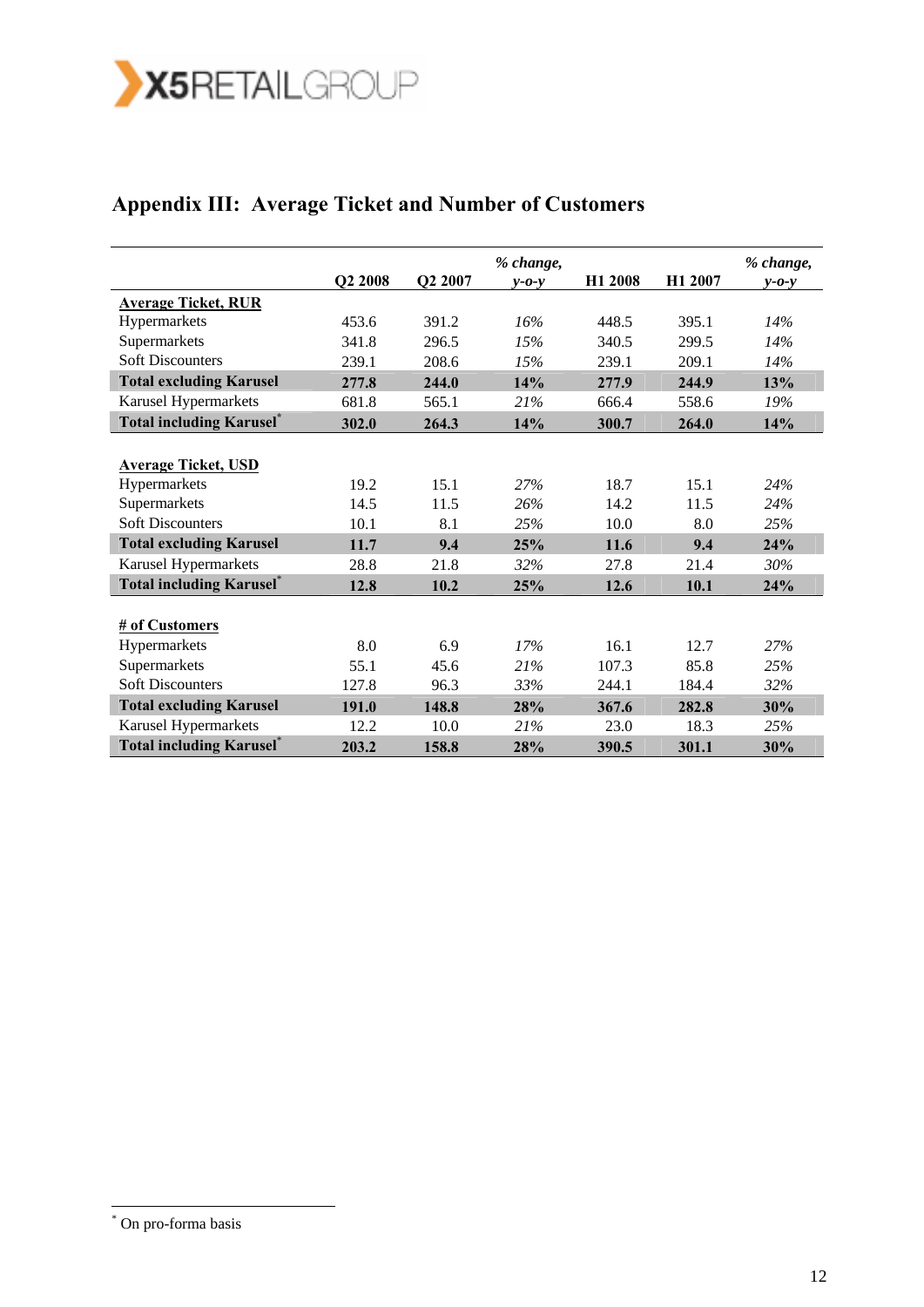## Appendix III: Average Ticket and Number of Customers

| | Q2 2008 | Q2 2007 | *% change, y-o-y* | H1 2008 | H1 2007 | *% change, y-o-y* |
|---|---|---|---|---|---|---|
| **Average Ticket, RUR** | | | | | | |
| Hypermarkets | 453.6 | 391.2 | *16%* | 448.5 | 395.1 | *14%* |
| Supermarkets | 341.8 | 296.5 | *15%* | 340.5 | 299.5 | *14%* |
| Soft Discounters | 239.1 | 208.6 | *15%* | 239.1 | 209.1 | *14%* |
| **Total excluding Karusel** | **277.8** | **244.0** | **14%** | **277.9** | **244.9** | **13%** |
| Karusel Hypermarkets | 681.8 | 565.1 | *21%* | 666.4 | 558.6 | *19%* |
| **Total including Karusel*** | **302.0** | **264.3** | **14%** | **300.7** | **264.0** | **14%** |
| | | | | | | |
| **Average Ticket, USD** | | | | | | |
| Hypermarkets | 19.2 | 15.1 | *27%* | 18.7 | 15.1 | *24%* |
| Supermarkets | 14.5 | 11.5 | *26%* | 14.2 | 11.5 | *24%* |
| Soft Discounters | 10.1 | 8.1 | *25%* | 10.0 | 8.0 | *25%* |
| **Total excluding Karusel** | **11.7** | **9.4** | **25%** | **11.6** | **9.4** | **24%** |
| Karusel Hypermarkets | 28.8 | 21.8 | *32%* | 27.8 | 21.4 | *30%* |
| **Total including Karusel*** | **12.8** | **10.2** | **25%** | **12.6** | **10.1** | **24%** |
| | | | | | | |
| **# of Customers** | | | | | | |
| Hypermarkets | 8.0 | 6.9 | *17%* | 16.1 | 12.7 | *27%* |
| Supermarkets | 55.1 | 45.6 | *21%* | 107.3 | 85.8 | *25%* |
| Soft Discounters | 127.8 | 96.3 | *33%* | 244.1 | 184.4 | *32%* |
| **Total excluding Karusel** | **191.0** | **148.8** | **28%** | **367.6** | **282.8** | **30%** |
| Karusel Hypermarkets | 12.2 | 10.0 | *21%* | 23.0 | 18.3 | *25%* |
| **Total including Karusel*** | **203.2** | **158.8** | **28%** | **390.5** | **301.1** | **30%** |

* On pro-forma basis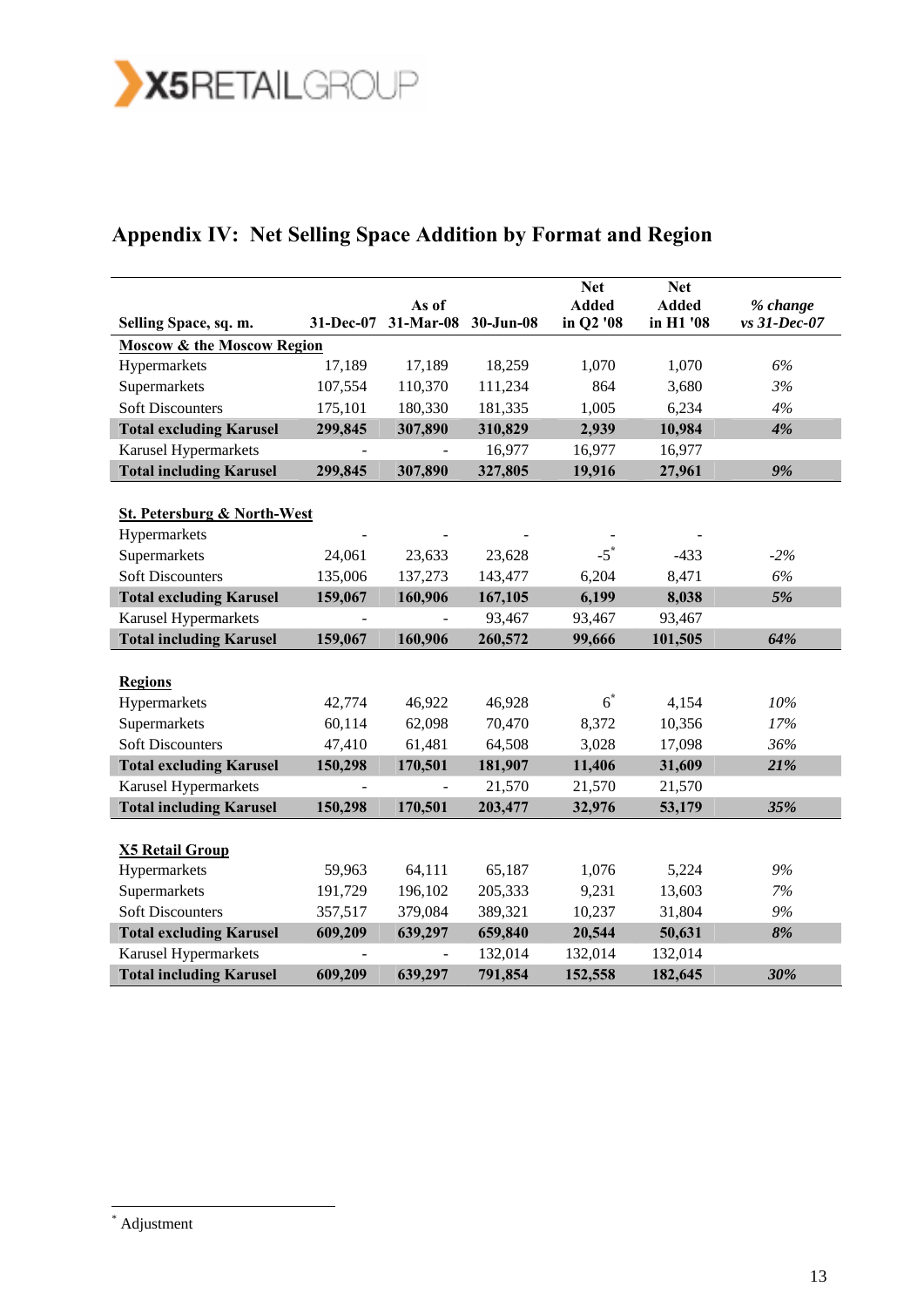## Appendix IV: Net Selling Space Addition by Format and Region

| Selling Space, sq. m. | 31-Dec-07 | As of 31-Mar-08 | 30-Jun-08 | Net Added in Q2 '08 | Net Added in H1 '08 | *% change vs 31-Dec-07* |
|---|---|---|---|---|---|---|
| **Moscow & the Moscow Region** | | | | | | |
| Hypermarkets | 17,189 | 17,189 | 18,259 | 1,070 | 1,070 | *6%* |
| Supermarkets | 107,554 | 110,370 | 111,234 | 864 | 3,680 | *3%* |
| Soft Discounters | 175,101 | 180,330 | 181,335 | 1,005 | 6,234 | *4%* |
| **Total excluding Karusel** | **299,845** | **307,890** | **310,829** | **2,939** | **10,984** | ***4%*** |
| Karusel Hypermarkets | - | - | 16,977 | 16,977 | 16,977 | |
| **Total including Karusel** | **299,845** | **307,890** | **327,805** | **19,916** | **27,961** | ***9%*** |
| **St. Petersburg & North-West** | | | | | | |
| Hypermarkets | - | - | - | - | - | |
| Supermarkets | 24,061 | 23,633 | 23,628 | -5* | -433 | *-2%* |
| Soft Discounters | 135,006 | 137,273 | 143,477 | 6,204 | 8,471 | *6%* |
| **Total excluding Karusel** | **159,067** | **160,906** | **167,105** | **6,199** | **8,038** | ***5%*** |
| Karusel Hypermarkets | - | - | 93,467 | 93,467 | 93,467 | |
| **Total including Karusel** | **159,067** | **160,906** | **260,572** | **99,666** | **101,505** | ***64%*** |
| **Regions** | | | | | | |
| Hypermarkets | 42,774 | 46,922 | 46,928 | 6* | 4,154 | *10%* |
| Supermarkets | 60,114 | 62,098 | 70,470 | 8,372 | 10,356 | *17%* |
| Soft Discounters | 47,410 | 61,481 | 64,508 | 3,028 | 17,098 | *36%* |
| **Total excluding Karusel** | **150,298** | **170,501** | **181,907** | **11,406** | **31,609** | ***21%*** |
| Karusel Hypermarkets | - | - | 21,570 | 21,570 | 21,570 | |
| **Total including Karusel** | **150,298** | **170,501** | **203,477** | **32,976** | **53,179** | ***35%*** |
| **X5 Retail Group** | | | | | | |
| Hypermarkets | 59,963 | 64,111 | 65,187 | 1,076 | 5,224 | *9%* |
| Supermarkets | 191,729 | 196,102 | 205,333 | 9,231 | 13,603 | *7%* |
| Soft Discounters | 357,517 | 379,084 | 389,321 | 10,237 | 31,804 | *9%* |
| **Total excluding Karusel** | **609,209** | **639,297** | **659,840** | **20,544** | **50,631** | ***8%*** |
| Karusel Hypermarkets | - | - | 132,014 | 132,014 | 132,014 | |
| **Total including Karusel** | **609,209** | **639,297** | **791,854** | **152,558** | **182,645** | ***30%*** |

* Adjustment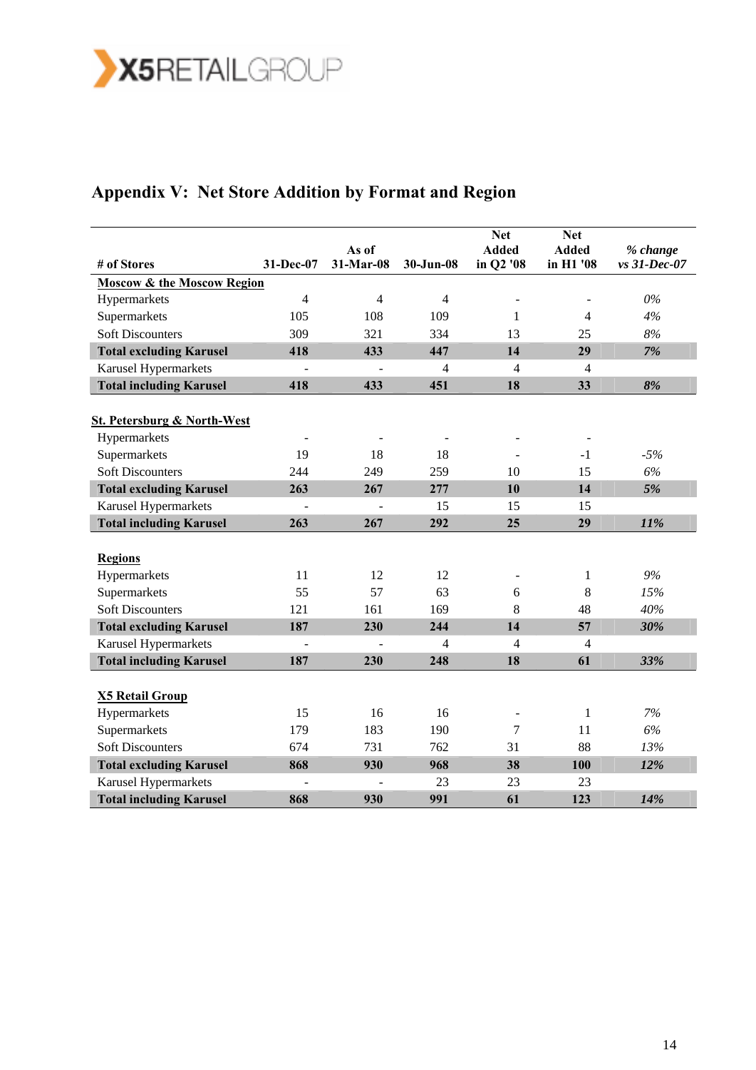## Appendix V: Net Store Addition by Format and Region

| # of Stores | 31-Dec-07 | As of 31-Mar-08 | 30-Jun-08 | Net Added in Q2 '08 | Net Added in H1 '08 | *% change vs 31-Dec-07* |
|---|---|---|---|---|---|---|
| **Moscow & the Moscow Region** | | | | | | |
| Hypermarkets | 4 | 4 | 4 | - | - | *0%* |
| Supermarkets | 105 | 108 | 109 | 1 | 4 | *4%* |
| Soft Discounters | 309 | 321 | 334 | 13 | 25 | *8%* |
| **Total excluding Karusel** | **418** | **433** | **447** | **14** | **29** | ***7%*** |
| Karusel Hypermarkets | - | - | 4 | 4 | 4 | |
| **Total including Karusel** | **418** | **433** | **451** | **18** | **33** | ***8%*** |
| | | | | | | |
| **St. Petersburg & North-West** | | | | | | |
| Hypermarkets | - | - | - | - | - | |
| Supermarkets | 19 | 18 | 18 | - | -1 | *-5%* |
| Soft Discounters | 244 | 249 | 259 | 10 | 15 | *6%* |
| **Total excluding Karusel** | **263** | **267** | **277** | **10** | **14** | ***5%*** |
| Karusel Hypermarkets | - | - | 15 | 15 | 15 | |
| **Total including Karusel** | **263** | **267** | **292** | **25** | **29** | ***11%*** |
| | | | | | | |
| **Regions** | | | | | | |
| Hypermarkets | 11 | 12 | 12 | - | 1 | *9%* |
| Supermarkets | 55 | 57 | 63 | 6 | 8 | *15%* |
| Soft Discounters | 121 | 161 | 169 | 8 | 48 | *40%* |
| **Total excluding Karusel** | **187** | **230** | **244** | **14** | **57** | ***30%*** |
| Karusel Hypermarkets | - | - | 4 | 4 | 4 | |
| **Total including Karusel** | **187** | **230** | **248** | **18** | **61** | ***33%*** |
| | | | | | | |
| **X5 Retail Group** | | | | | | |
| Hypermarkets | 15 | 16 | 16 | - | 1 | *7%* |
| Supermarkets | 179 | 183 | 190 | 7 | 11 | *6%* |
| Soft Discounters | 674 | 731 | 762 | 31 | 88 | *13%* |
| **Total excluding Karusel** | **868** | **930** | **968** | **38** | **100** | ***12%*** |
| Karusel Hypermarkets | - | - | 23 | 23 | 23 | |
| **Total including Karusel** | **868** | **930** | **991** | **61** | **123** | ***14%*** |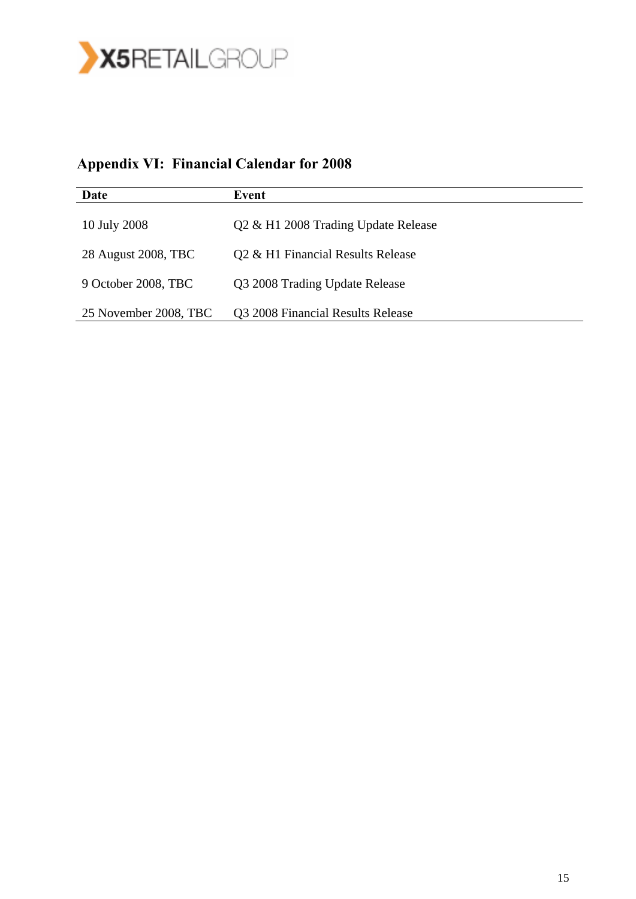## Appendix VI:  Financial Calendar for 2008

| Date | Event |
| --- | --- |
| 10 July 2008 | Q2 & H1 2008 Trading Update Release |
| 28 August 2008, TBC | Q2 & H1 Financial Results Release |
| 9 October 2008, TBC | Q3 2008 Trading Update Release |
| 25 November 2008, TBC | Q3 2008 Financial Results Release |